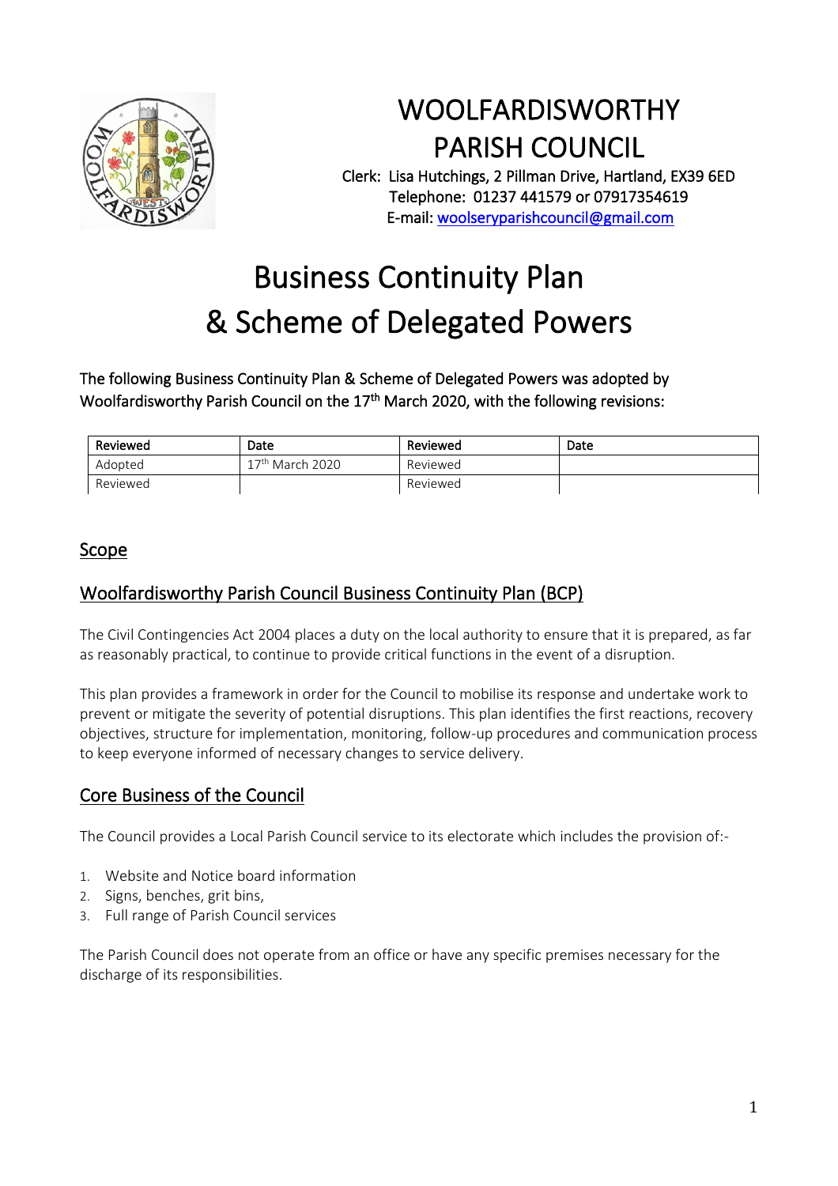# WOOLFARDISWORTHY PARISH COUNCIL

Clerk: Lisa Hutchings, 2 Pillman Drive, Hartland, EX39 6ED
Telephone: 01237 441579 or 07917354619
E-mail: woolseryparishcouncil@gmail.com

# Business Continuity Plan & Scheme of Delegated Powers

The following Business Continuity Plan & Scheme of Delegated Powers was adopted by Woolfardisworthy Parish Council on the 17th March 2020, with the following revisions:

| Reviewed | Date | Reviewed | Date |
|---|---|---|---|
| Adopted | 17th March 2020 | Reviewed | |
| Reviewed | | Reviewed | |

## Scope

## Woolfardisworthy Parish Council Business Continuity Plan (BCP)

The Civil Contingencies Act 2004 places a duty on the local authority to ensure that it is prepared, as far as reasonably practical, to continue to provide critical functions in the event of a disruption.

This plan provides a framework in order for the Council to mobilise its response and undertake work to prevent or mitigate the severity of potential disruptions. This plan identifies the first reactions, recovery objectives, structure for implementation, monitoring, follow-up procedures and communication process to keep everyone informed of necessary changes to service delivery.

## Core Business of the Council

The Council provides a Local Parish Council service to its electorate which includes the provision of:-

1. Website and Notice board information
2. Signs, benches, grit bins,
3. Full range of Parish Council services

The Parish Council does not operate from an office or have any specific premises necessary for the discharge of its responsibilities.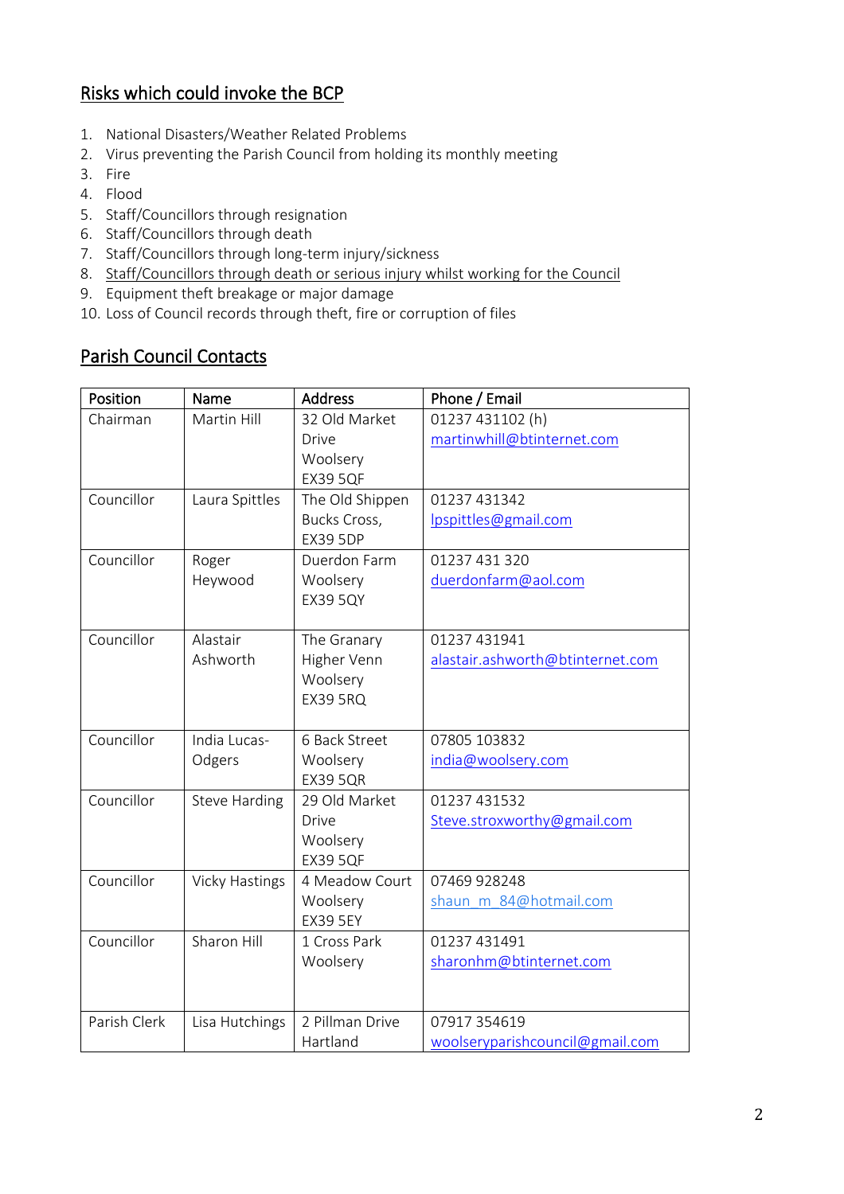## Risks which could invoke the BCP

1. National Disasters/Weather Related Problems
2. Virus preventing the Parish Council from holding its monthly meeting
3. Fire
4. Flood
5. Staff/Councillors through resignation
6. Staff/Councillors through death
7. Staff/Councillors through long-term injury/sickness
8. <u>Staff/Councillors through death or serious injury whilst working for the Council</u>
9. Equipment theft breakage or major damage
10. Loss of Council records through theft, fire or corruption of files

## Parish Council Contacts

| Position | Name | Address | Phone / Email |
|---|---|---|---|
| Chairman | Martin Hill | 32 Old Market Drive Woolsery EX39 5QF | 01237 431102 (h) martinwhill@btinternet.com |
| Councillor | Laura Spittles | The Old Shippen Bucks Cross, EX39 5DP | 01237 431342 lpspittles@gmail.com |
| Councillor | Roger Heywood | Duerdon Farm Woolsery EX39 5QY | 01237 431 320 duerdonfarm@aol.com |
| Councillor | Alastair Ashworth | The Granary Higher Venn Woolsery EX39 5RQ | 01237 431941 alastair.ashworth@btinternet.com |
| Councillor | India Lucas-Odgers | 6 Back Street Woolsery EX39 5QR | 07805 103832 india@woolsery.com |
| Councillor | Steve Harding | 29 Old Market Drive Woolsery EX39 5QF | 01237 431532 Steve.stroxworthy@gmail.com |
| Councillor | Vicky Hastings | 4 Meadow Court Woolsery EX39 5EY | 07469 928248 shaun_m_84@hotmail.com |
| Councillor | Sharon Hill | 1 Cross Park Woolsery | 01237 431491 sharonhm@btinternet.com |
| Parish Clerk | Lisa Hutchings | 2 Pillman Drive Hartland | 07917 354619 woolseryparishcouncil@gmail.com |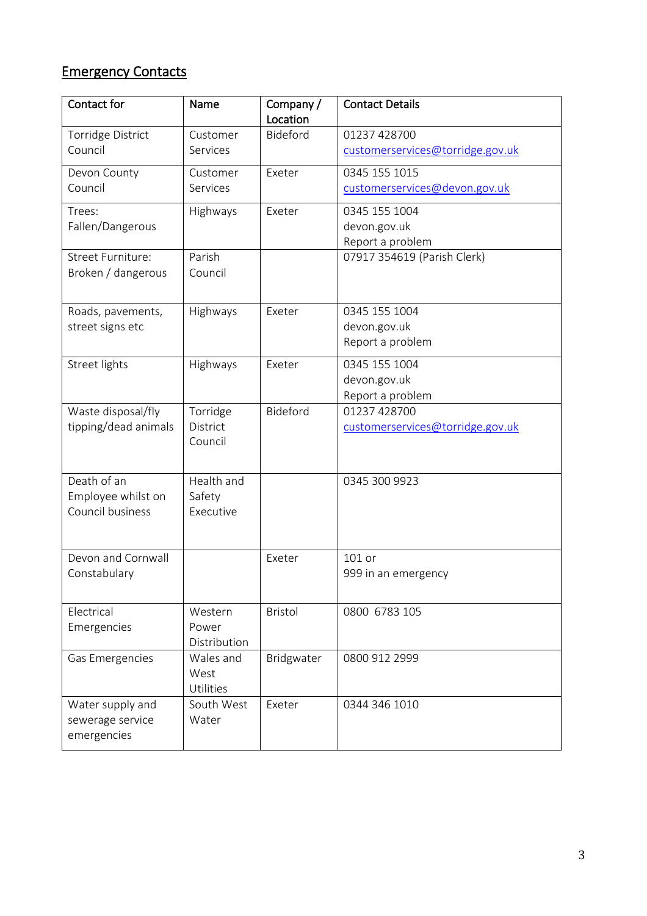## Emergency Contacts

| Contact for | Name | Company / Location | Contact Details |
|---|---|---|---|
| Torridge District Council | Customer Services | Bideford | 01237 428700<br>customerservices@torridge.gov.uk |
| Devon County Council | Customer Services | Exeter | 0345 155 1015<br>customerservices@devon.gov.uk |
| Trees: Fallen/Dangerous | Highways | Exeter | 0345 155 1004<br>devon.gov.uk<br>Report a problem |
| Street Furniture: Broken / dangerous | Parish Council | | 07917 354619 (Parish Clerk) |
| Roads, pavements, street signs etc | Highways | Exeter | 0345 155 1004<br>devon.gov.uk<br>Report a problem |
| Street lights | Highways | Exeter | 0345 155 1004<br>devon.gov.uk<br>Report a problem |
| Waste disposal/fly tipping/dead animals | Torridge District Council | Bideford | 01237 428700<br>customerservices@torridge.gov.uk |
| Death of an Employee whilst on Council business | Health and Safety Executive | | 0345 300 9923 |
| Devon and Cornwall Constabulary | | Exeter | 101 or<br>999 in an emergency |
| Electrical Emergencies | Western Power Distribution | Bristol | 0800 6783 105 |
| Gas Emergencies | Wales and West Utilities | Bridgwater | 0800 912 2999 |
| Water supply and sewerage service emergencies | South West Water | Exeter | 0344 346 1010 |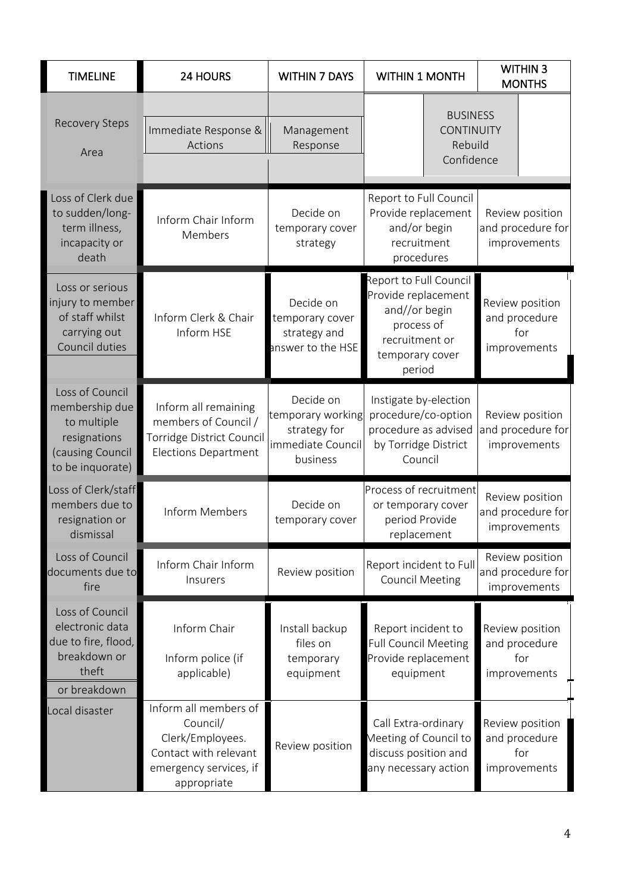| TIMELINE | 24 HOURS | WITHIN 7 DAYS | WITHIN 1 MONTH | WITHIN 3 MONTHS |
| --- | --- | --- | --- | --- |
| Recovery Steps<br><br>Area | Immediate Response & Actions | Management Response | BUSINESS CONTINUITY Rebuild Confidence | |
| Loss of Clerk due to sudden/long-term illness, incapacity or death | Inform Chair Inform Members | Decide on temporary cover strategy | Report to Full Council Provide replacement and/or begin recruitment procedures | Review position and procedure for improvements |
| Loss or serious injury to member of staff whilst carrying out Council duties | Inform Clerk & Chair Inform HSE | Decide on temporary cover strategy and answer to the HSE | Report to Full Council Provide replacement and//or begin process of recruitment or temporary cover period | Review position and procedure for improvements |
| Loss of Council membership due to multiple resignations (causing Council to be inquorate) | Inform all remaining members of Council / Torridge District Council Elections Department | Decide on temporary working strategy for immediate Council business | Instigate by-election procedure/co-option procedure as advised by Torridge District Council | Review position and procedure for improvements |
| Loss of Clerk/staff members due to resignation or dismissal | Inform Members | Decide on temporary cover | Process of recruitment or temporary cover period Provide replacement | Review position and procedure for improvements |
| Loss of Council documents due to fire | Inform Chair Inform Insurers | Review position | Report incident to Full Council Meeting | Review position and procedure for improvements |
| Loss of Council electronic data due to fire, flood, breakdown or theft<br>or breakdown | Inform Chair<br><br>Inform police (if applicable) | Install backup files on temporary equipment | Report incident to Full Council Meeting Provide replacement equipment | Review position and procedure for improvements |
| Local disaster | Inform all members of Council/ Clerk/Employees. Contact with relevant emergency services, if appropriate | Review position | Call Extra-ordinary Meeting of Council to discuss position and any necessary action | Review position and procedure for improvements |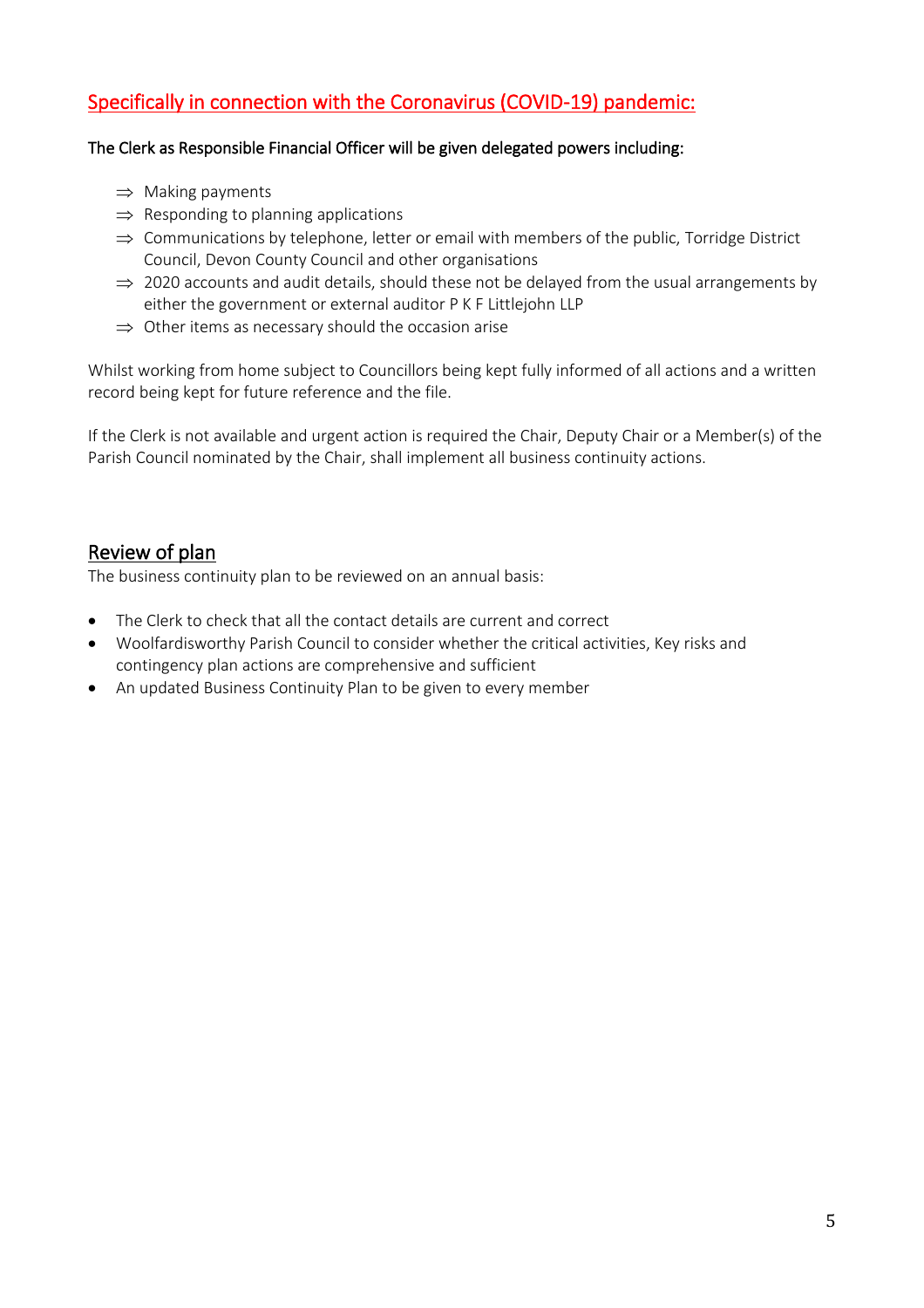## Specifically in connection with the Coronavirus (COVID-19) pandemic:

**The Clerk as Responsible Financial Officer will be given delegated powers including:**

- ⇒ Making payments
- ⇒ Responding to planning applications
- ⇒ Communications by telephone, letter or email with members of the public, Torridge District Council, Devon County Council and other organisations
- ⇒ 2020 accounts and audit details, should these not be delayed from the usual arrangements by either the government or external auditor P K F Littlejohn LLP
- ⇒ Other items as necessary should the occasion arise

Whilst working from home subject to Councillors being kept fully informed of all actions and a written record being kept for future reference and the file.

If the Clerk is not available and urgent action is required the Chair, Deputy Chair or a Member(s) of the Parish Council nominated by the Chair, shall implement all business continuity actions.

## Review of plan

The business continuity plan to be reviewed on an annual basis:

- The Clerk to check that all the contact details are current and correct
- Woolfardisworthy Parish Council to consider whether the critical activities, Key risks and contingency plan actions are comprehensive and sufficient
- An updated Business Continuity Plan to be given to every member